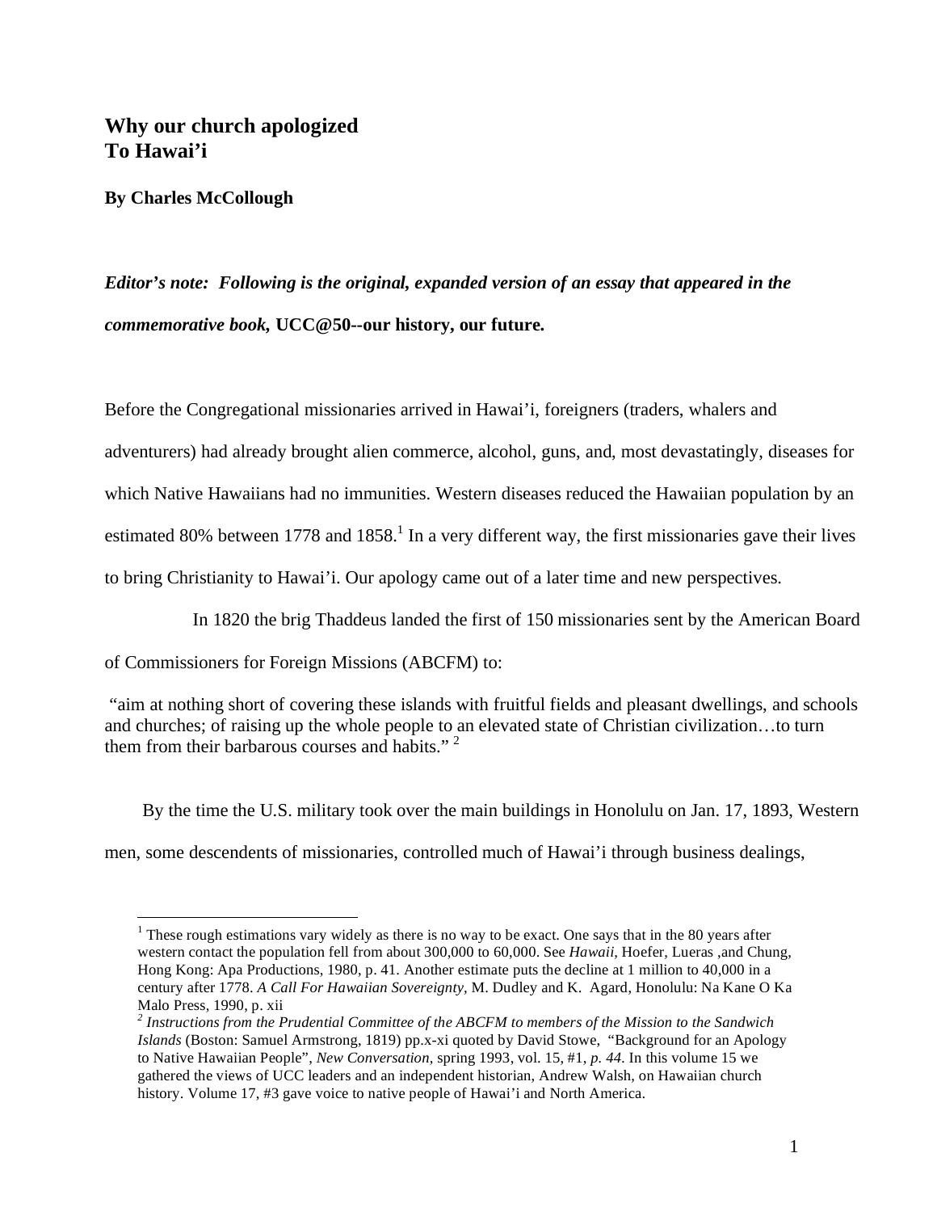# Why our church apologized To Hawai'i

**By Charles McCollough**

***Editor's note: Following is the original, expanded version of an essay that appeared in the commemorative book,* UCC@50--our history, our future.**

Before the Congregational missionaries arrived in Hawai'i, foreigners (traders, whalers and adventurers) had already brought alien commerce, alcohol, guns, and, most devastatingly, diseases for which Native Hawaiians had no immunities. Western diseases reduced the Hawaiian population by an estimated 80% between 1778 and 1858.[1] In a very different way, the first missionaries gave their lives to bring Christianity to Hawai'i. Our apology came out of a later time and new perspectives.

In 1820 the brig Thaddeus landed the first of 150 missionaries sent by the American Board of Commissioners for Foreign Missions (ABCFM) to:

"aim at nothing short of covering these islands with fruitful fields and pleasant dwellings, and schools and churches; of raising up the whole people to an elevated state of Christian civilization…to turn them from their barbarous courses and habits." [2]

By the time the U.S. military took over the main buildings in Honolulu on Jan. 17, 1893, Western men, some descendents of missionaries, controlled much of Hawai'i through business dealings,

---

[1] These rough estimations vary widely as there is no way to be exact. One says that in the 80 years after western contact the population fell from about 300,000 to 60,000. See *Hawaii,* Hoefer, Lueras ,and Chung, Hong Kong: Apa Productions, 1980, p. 41. Another estimate puts the decline at 1 million to 40,000 in a century after 1778. *A Call For Hawaiian Sovereignty*, M. Dudley and K. Agard, Honolulu: Na Kane O Ka Malo Press, 1990, p. xii

[2] *Instructions from the Prudential Committee of the ABCFM to members of the Mission to the Sandwich Islands* (Boston: Samuel Armstrong, 1819) pp.x-xi quoted by David Stowe, "Background for an Apology to Native Hawaiian People", *New Conversation*, spring 1993, vol. 15, #1, *p. 44*. In this volume 15 we gathered the views of UCC leaders and an independent historian, Andrew Walsh, on Hawaiian church history. Volume 17, #3 gave voice to native people of Hawai'i and North America.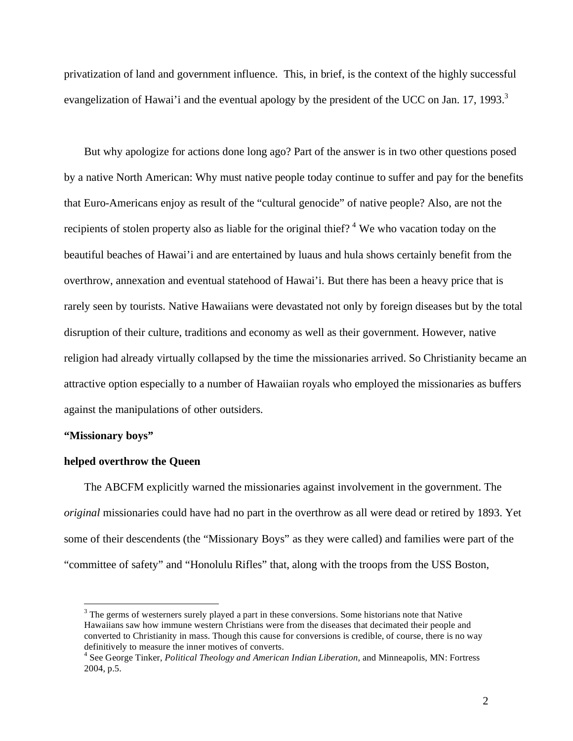privatization of land and government influence. This, in brief, is the context of the highly successful evangelization of Hawai'i and the eventual apology by the president of the UCC on Jan. 17, 1993.[3]

But why apologize for actions done long ago? Part of the answer is in two other questions posed by a native North American: Why must native people today continue to suffer and pay for the benefits that Euro-Americans enjoy as result of the "cultural genocide" of native people? Also, are not the recipients of stolen property also as liable for the original thief? [4] We who vacation today on the beautiful beaches of Hawai'i and are entertained by luaus and hula shows certainly benefit from the overthrow, annexation and eventual statehood of Hawai'i. But there has been a heavy price that is rarely seen by tourists. Native Hawaiians were devastated not only by foreign diseases but by the total disruption of their culture, traditions and economy as well as their government. However, native religion had already virtually collapsed by the time the missionaries arrived. So Christianity became an attractive option especially to a number of Hawaiian royals who employed the missionaries as buffers against the manipulations of other outsiders.

**"Missionary boys"**

**helped overthrow the Queen**

The ABCFM explicitly warned the missionaries against involvement in the government. The *original* missionaries could have had no part in the overthrow as all were dead or retired by 1893. Yet some of their descendents (the "Missionary Boys" as they were called) and families were part of the "committee of safety" and "Honolulu Rifles" that, along with the troops from the USS Boston,

---

[3] The germs of westerners surely played a part in these conversions. Some historians note that Native Hawaiians saw how immune western Christians were from the diseases that decimated their people and converted to Christianity in mass. Though this cause for conversions is credible, of course, there is no way definitively to measure the inner motives of converts.

[4] See George Tinker, *Political Theology and American Indian Liberation,* and Minneapolis, MN: Fortress 2004, p.5.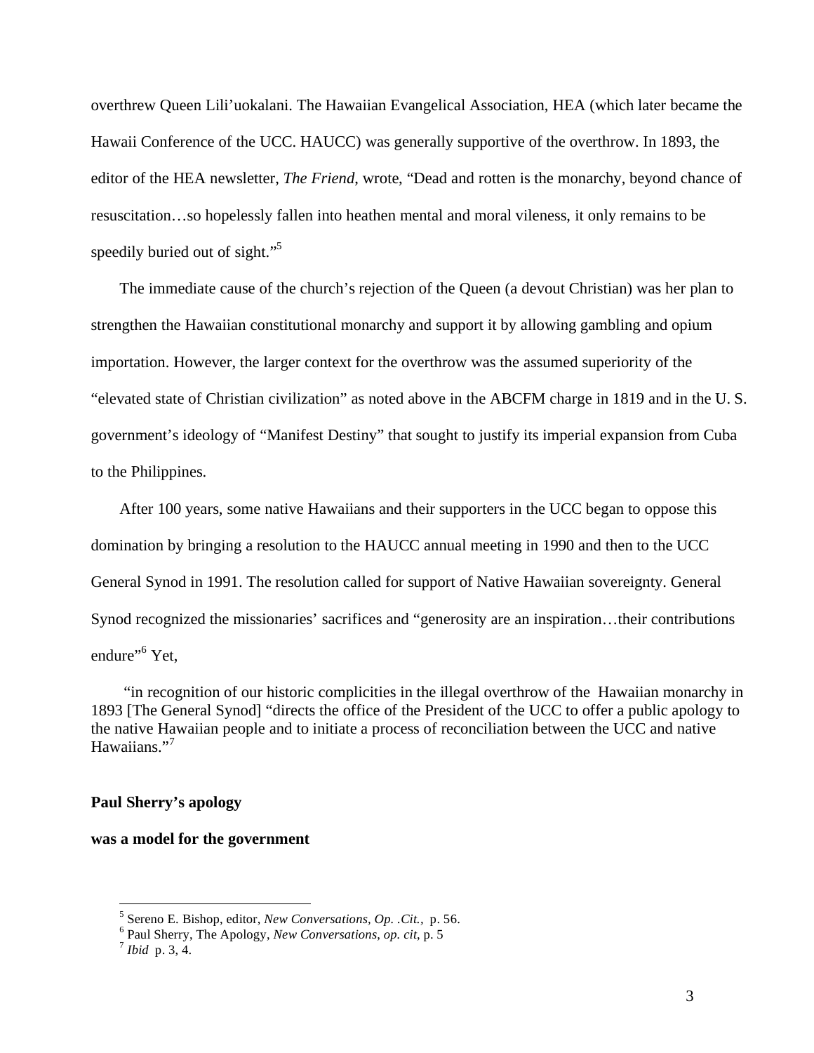overthrew Queen Lili'uokalani. The Hawaiian Evangelical Association, HEA (which later became the Hawaii Conference of the UCC. HAUCC) was generally supportive of the overthrow. In 1893, the editor of the HEA newsletter, *The Friend*, wrote, "Dead and rotten is the monarchy, beyond chance of resuscitation…so hopelessly fallen into heathen mental and moral vileness, it only remains to be speedily buried out of sight."[5]

The immediate cause of the church's rejection of the Queen (a devout Christian) was her plan to strengthen the Hawaiian constitutional monarchy and support it by allowing gambling and opium importation. However, the larger context for the overthrow was the assumed superiority of the "elevated state of Christian civilization" as noted above in the ABCFM charge in 1819 and in the U. S. government's ideology of "Manifest Destiny" that sought to justify its imperial expansion from Cuba to the Philippines.

After 100 years, some native Hawaiians and their supporters in the UCC began to oppose this domination by bringing a resolution to the HAUCC annual meeting in 1990 and then to the UCC General Synod in 1991. The resolution called for support of Native Hawaiian sovereignty. General Synod recognized the missionaries' sacrifices and "generosity are an inspiration…their contributions endure"[6] Yet,

> "in recognition of our historic complicities in the illegal overthrow of the Hawaiian monarchy in 1893 [The General Synod] "directs the office of the President of the UCC to offer a public apology to the native Hawaiian people and to initiate a process of reconciliation between the UCC and native Hawaiians."[7]

**Paul Sherry's apology**

**was a model for the government**

---

[5] Sereno E. Bishop, editor, *New Conversations, Op. .Cit.,* p. 56.

[6] Paul Sherry, The Apology, *New Conversations*, *op. cit*, p. 5

[7] *Ibid* p. 3, 4.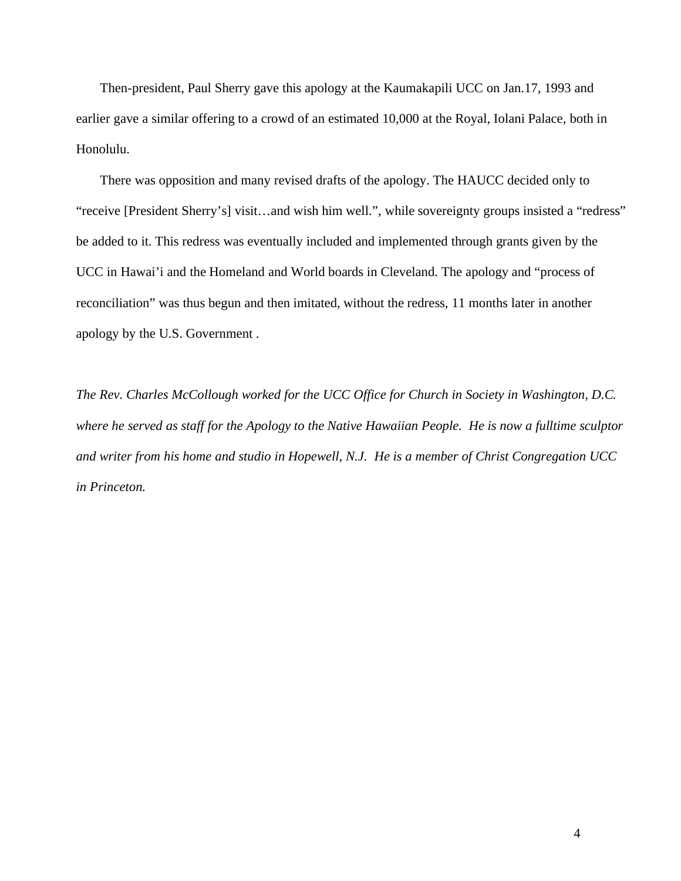Then-president, Paul Sherry gave this apology at the Kaumakapili UCC on Jan.17, 1993 and earlier gave a similar offering to a crowd of an estimated 10,000 at the Royal, Iolani Palace, both in Honolulu.

There was opposition and many revised drafts of the apology. The HAUCC decided only to "receive [President Sherry's] visit…and wish him well.", while sovereignty groups insisted a "redress" be added to it. This redress was eventually included and implemented through grants given by the UCC in Hawai'i and the Homeland and World boards in Cleveland. The apology and "process of reconciliation" was thus begun and then imitated, without the redress, 11 months later in another apology by the U.S. Government .

*The Rev. Charles McCollough worked for the UCC Office for Church in Society in Washington, D.C. where he served as staff for the Apology to the Native Hawaiian People. He is now a fulltime sculptor and writer from his home and studio in Hopewell, N.J. He is a member of Christ Congregation UCC in Princeton.*